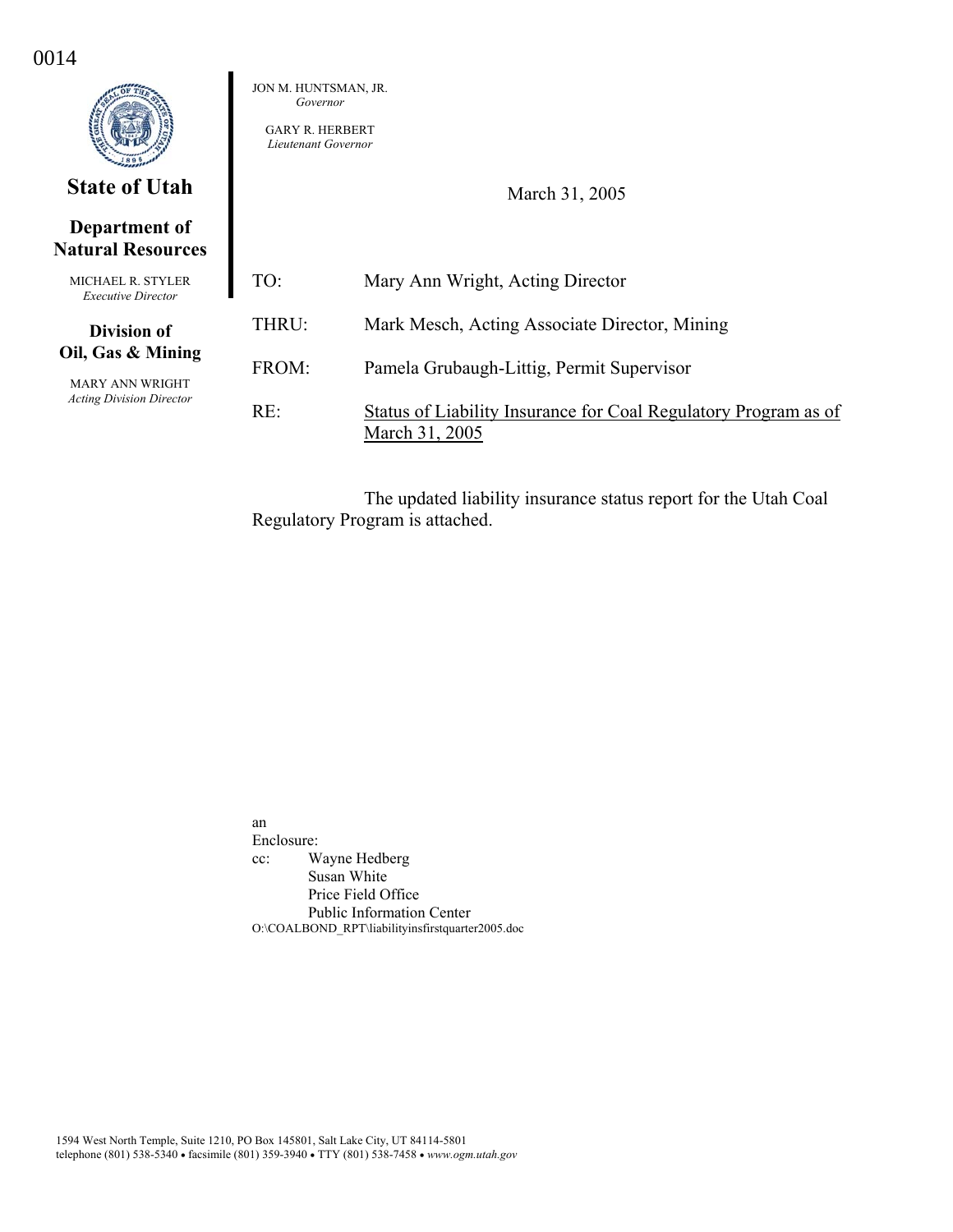0014

**State of Utah**

**Department of Natural Resources**

MICHAEL R. STYLER
*Executive Director*

**Division of Oil, Gas & Mining**

MARY ANN WRIGHT
*Acting Division Director*

JON M. HUNTSMAN, JR.
*Governor*

GARY R. HERBERT
*Lieutenant Governor*

March 31, 2005

TO: Mary Ann Wright, Acting Director

THRU: Mark Mesch, Acting Associate Director, Mining

FROM: Pamela Grubaugh-Littig, Permit Supervisor

RE: Status of Liability Insurance for Coal Regulatory Program as of March 31, 2005

The updated liability insurance status report for the Utah Coal Regulatory Program is attached.

an
Enclosure:
cc: Wayne Hedberg
Susan White
Price Field Office
Public Information Center
O:\COALBOND_RPT\liabilityinsfirstquarter2005.doc

1594 West North Temple, Suite 1210, PO Box 145801, Salt Lake City, UT 84114-5801
telephone (801) 538-5340 • facsimile (801) 359-3940 • TTY (801) 538-7458 • *www.ogm.utah.gov*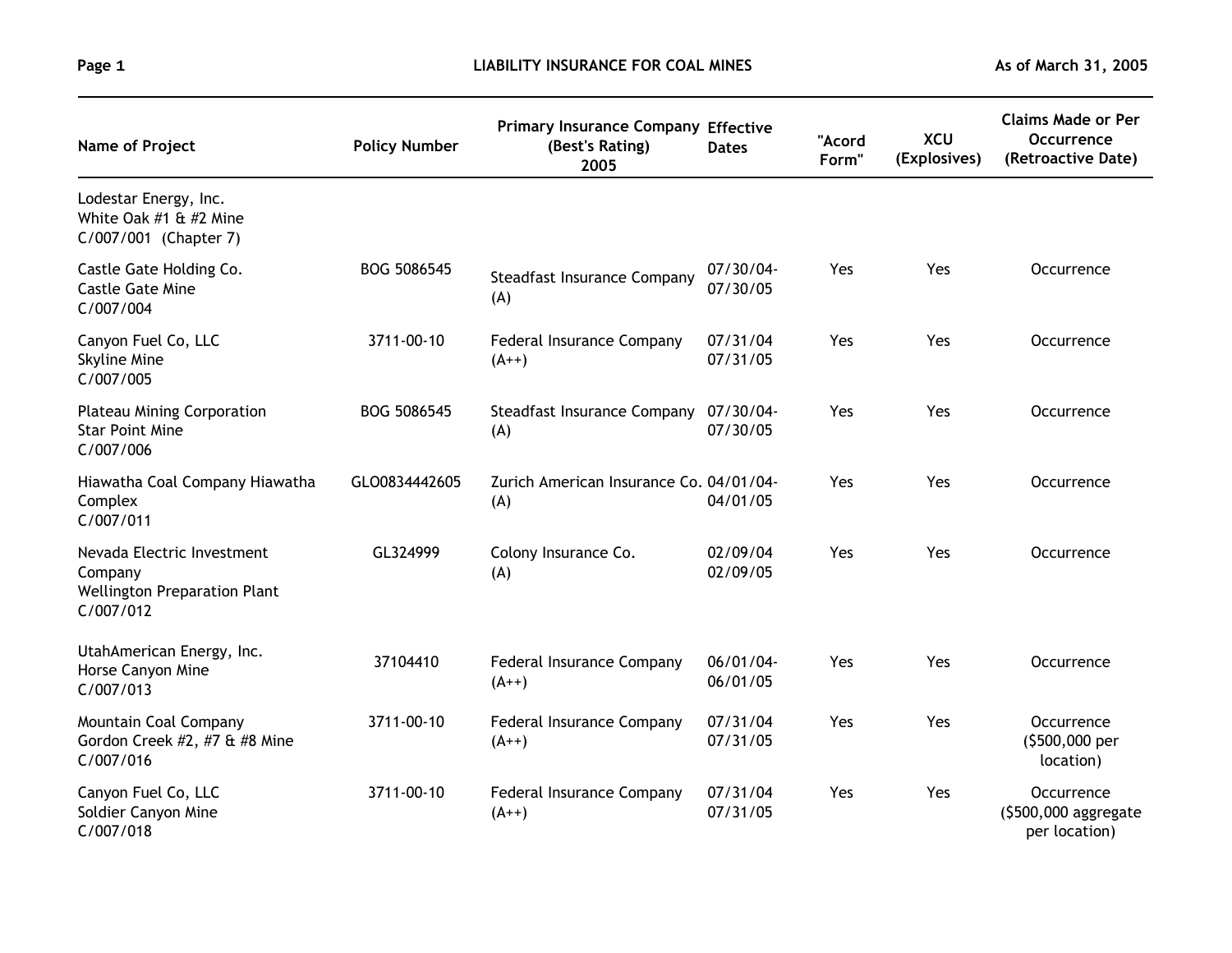# LIABILITY INSURANCE FOR COAL MINES

As of March 31, 2005

| Name of Project | Policy Number | Primary Insurance Company (Best's Rating) 2005 | Effective Dates | "Acord Form" | XCU (Explosives) | Claims Made or Per Occurrence (Retroactive Date) |
|---|---|---|---|---|---|---|
| Lodestar Energy, Inc. White Oak #1 & #2 Mine C/007/001 (Chapter 7) | | | | | | |
| Castle Gate Holding Co. Castle Gate Mine C/007/004 | BOG 5086545 | Steadfast Insurance Company (A) | 07/30/04-07/30/05 | Yes | Yes | Occurrence |
| Canyon Fuel Co, LLC Skyline Mine C/007/005 | 3711-00-10 | Federal Insurance Company (A++) | 07/31/04 07/31/05 | Yes | Yes | Occurrence |
| Plateau Mining Corporation Star Point Mine C/007/006 | BOG 5086545 | Steadfast Insurance Company (A) | 07/30/04-07/30/05 | Yes | Yes | Occurrence |
| Hiawatha Coal Company Hiawatha Complex C/007/011 | GLO0834442605 | Zurich American Insurance Co. (A) | 04/01/04-04/01/05 | Yes | Yes | Occurrence |
| Nevada Electric Investment Company Wellington Preparation Plant C/007/012 | GL324999 | Colony Insurance Co. (A) | 02/09/04 02/09/05 | Yes | Yes | Occurrence |
| UtahAmerican Energy, Inc. Horse Canyon Mine C/007/013 | 37104410 | Federal Insurance Company (A++) | 06/01/04-06/01/05 | Yes | Yes | Occurrence |
| Mountain Coal Company Gordon Creek #2, #7 & #8 Mine C/007/016 | 3711-00-10 | Federal Insurance Company (A++) | 07/31/04 07/31/05 | Yes | Yes | Occurrence ($500,000 per location) |
| Canyon Fuel Co, LLC Soldier Canyon Mine C/007/018 | 3711-00-10 | Federal Insurance Company (A++) | 07/31/04 07/31/05 | Yes | Yes | Occurrence ($500,000 aggregate per location) |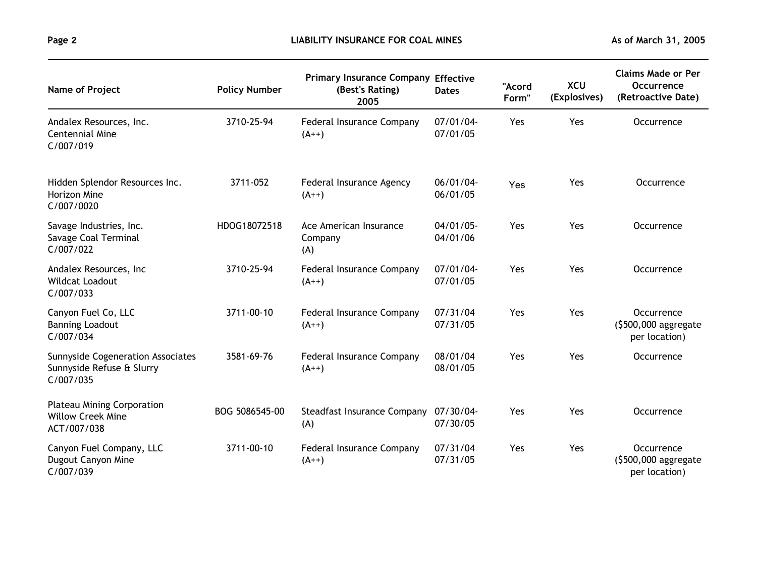| Name of Project | Policy Number | Primary Insurance Company (Best's Rating) 2005 | Effective Dates | "Acord Form" | XCU (Explosives) | Claims Made or Per Occurrence (Retroactive Date) |
|---|---|---|---|---|---|---|
| Andalex Resources, Inc. Centennial Mine C/007/019 | 3710-25-94 | Federal Insurance Company (A++) | 07/01/04-07/01/05 | Yes | Yes | Occurrence |
| Hidden Splendor Resources Inc. Horizon Mine C/007/0020 | 3711-052 | Federal Insurance Agency (A++) | 06/01/04-06/01/05 | Yes | Yes | Occurrence |
| Savage Industries, Inc. Savage Coal Terminal C/007/022 | HDOG18072518 | Ace American Insurance Company (A) | 04/01/05-04/01/06 | Yes | Yes | Occurrence |
| Andalex Resources, Inc Wildcat Loadout C/007/033 | 3710-25-94 | Federal Insurance Company (A++) | 07/01/04-07/01/05 | Yes | Yes | Occurrence |
| Canyon Fuel Co, LLC Banning Loadout C/007/034 | 3711-00-10 | Federal Insurance Company (A++) | 07/31/04 07/31/05 | Yes | Yes | Occurrence ($500,000 aggregate per location) |
| Sunnyside Cogeneration Associates Sunnyside Refuse & Slurry C/007/035 | 3581-69-76 | Federal Insurance Company (A++) | 08/01/04 08/01/05 | Yes | Yes | Occurrence |
| Plateau Mining Corporation Willow Creek Mine ACT/007/038 | BOG 5086545-00 | Steadfast Insurance Company (A) | 07/30/04-07/30/05 | Yes | Yes | Occurrence |
| Canyon Fuel Company, LLC Dugout Canyon Mine C/007/039 | 3711-00-10 | Federal Insurance Company (A++) | 07/31/04 07/31/05 | Yes | Yes | Occurrence ($500,000 aggregate per location) |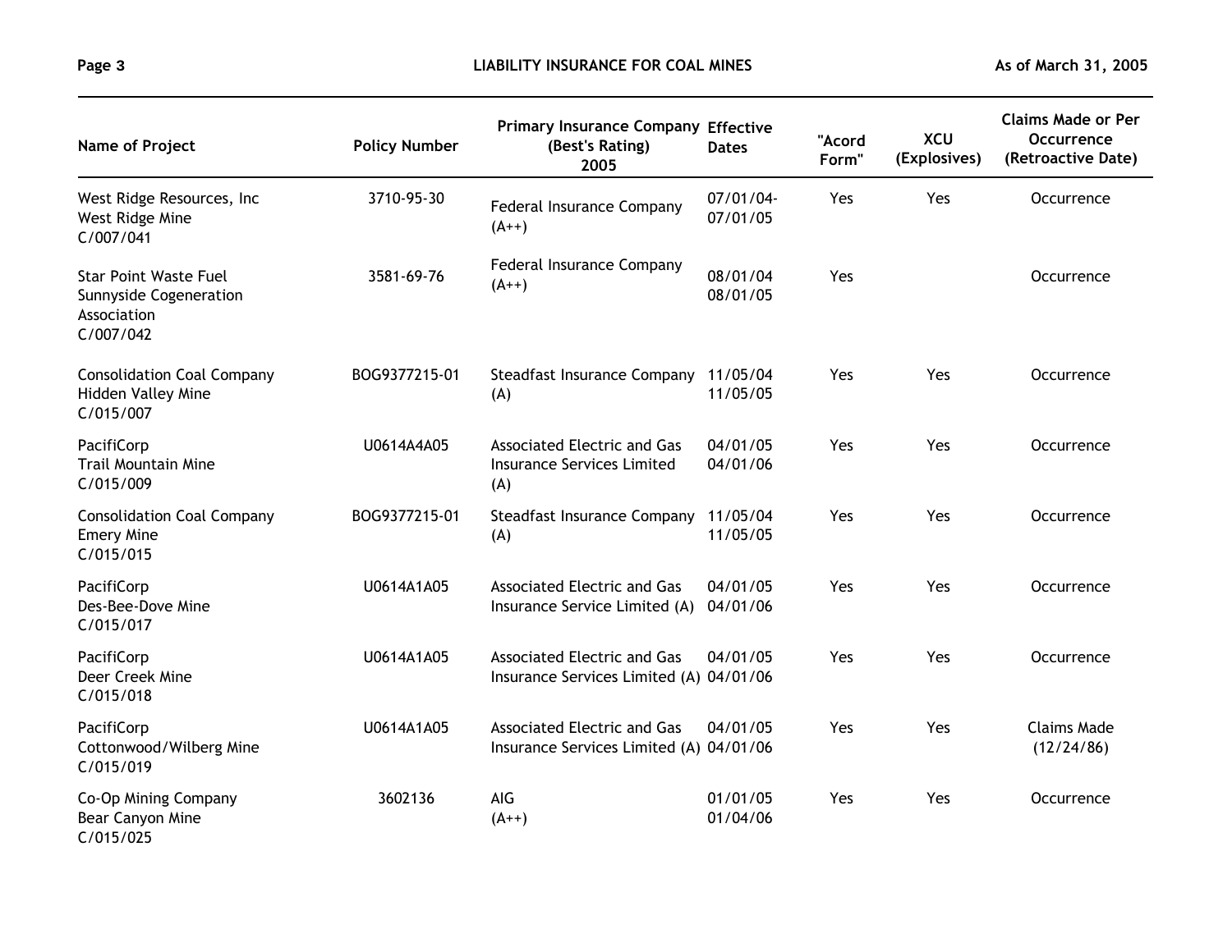| Name of Project | Policy Number | Primary Insurance Company (Best's Rating) 2005 | Effective Dates | "Acord Form" | XCU (Explosives) | Claims Made or Per Occurrence (Retroactive Date) |
|---|---|---|---|---|---|---|
| West Ridge Resources, Inc West Ridge Mine C/007/041 | 3710-95-30 | Federal Insurance Company (A++) | 07/01/04- 07/01/05 | Yes | Yes | Occurrence |
| Star Point Waste Fuel Sunnyside Cogeneration Association C/007/042 | 3581-69-76 | Federal Insurance Company (A++) | 08/01/04 08/01/05 | Yes | | Occurrence |
| Consolidation Coal Company Hidden Valley Mine C/015/007 | BOG9377215-01 | Steadfast Insurance Company (A) | 11/05/04 11/05/05 | Yes | Yes | Occurrence |
| PacifiCorp Trail Mountain Mine C/015/009 | U0614A4A05 | Associated Electric and Gas Insurance Services Limited (A) | 04/01/05 04/01/06 | Yes | Yes | Occurrence |
| Consolidation Coal Company Emery Mine C/015/015 | BOG9377215-01 | Steadfast Insurance Company (A) | 11/05/04 11/05/05 | Yes | Yes | Occurrence |
| PacifiCorp Des-Bee-Dove Mine C/015/017 | U0614A1A05 | Associated Electric and Gas Insurance Service Limited (A) | 04/01/05 04/01/06 | Yes | Yes | Occurrence |
| PacifiCorp Deer Creek Mine C/015/018 | U0614A1A05 | Associated Electric and Gas Insurance Services Limited (A) | 04/01/05 04/01/06 | Yes | Yes | Occurrence |
| PacifiCorp Cottonwood/Wilberg Mine C/015/019 | U0614A1A05 | Associated Electric and Gas Insurance Services Limited (A) | 04/01/05 04/01/06 | Yes | Yes | Claims Made (12/24/86) |
| Co-Op Mining Company Bear Canyon Mine C/015/025 | 3602136 | AIG (A++) | 01/01/05 01/04/06 | Yes | Yes | Occurrence |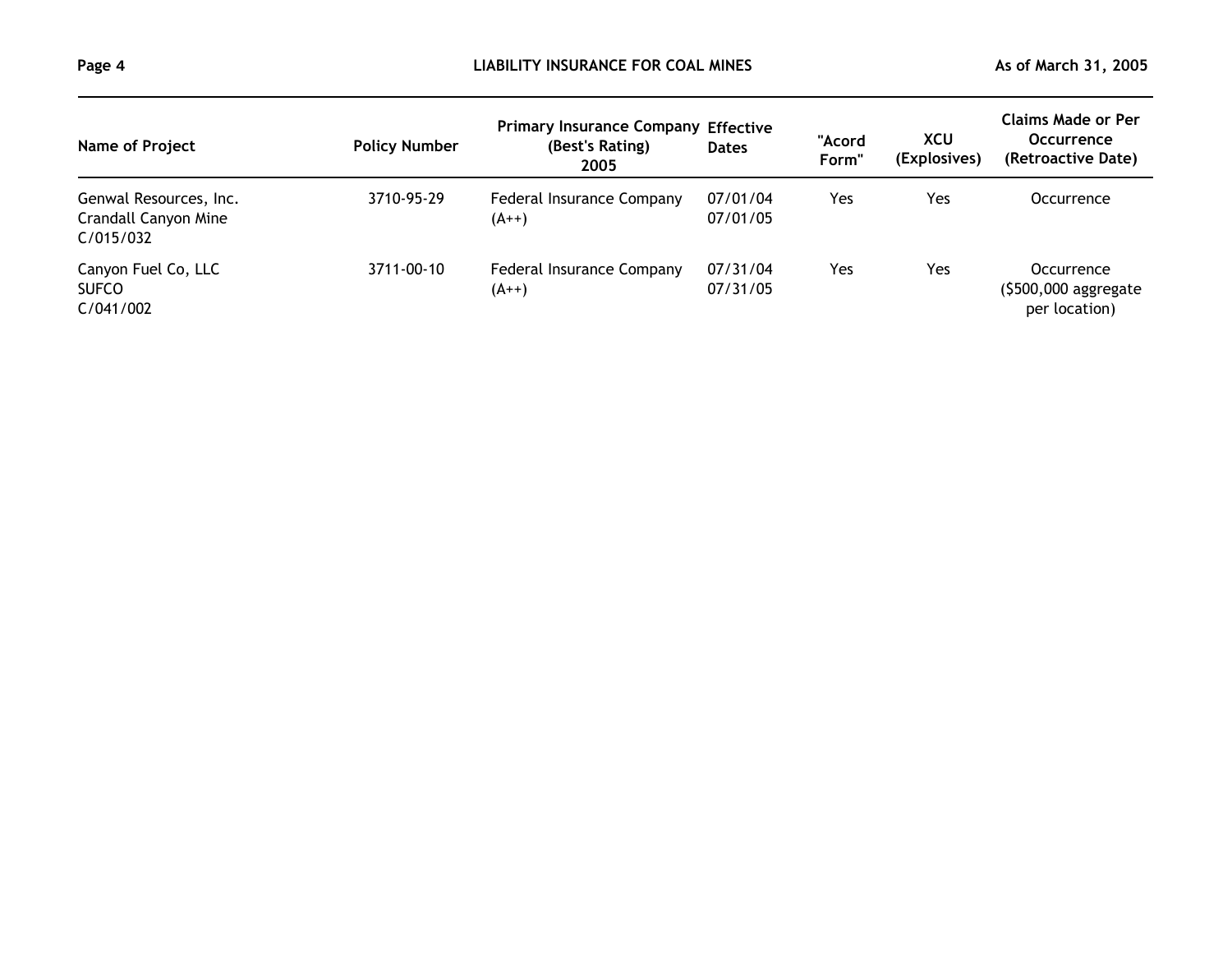| Name of Project | Policy Number | Primary Insurance Company (Best's Rating) 2005 | Effective Dates | "Acord Form" | XCU (Explosives) | Claims Made or Per Occurrence (Retroactive Date) |
| --- | --- | --- | --- | --- | --- | --- |
| Genwal Resources, Inc. Crandall Canyon Mine C/015/032 | 3710-95-29 | Federal Insurance Company (A++) | 07/01/04 07/01/05 | Yes | Yes | Occurrence |
| Canyon Fuel Co, LLC SUFCO C/041/002 | 3711-00-10 | Federal Insurance Company (A++) | 07/31/04 07/31/05 | Yes | Yes | Occurrence ($500,000 aggregate per location) |